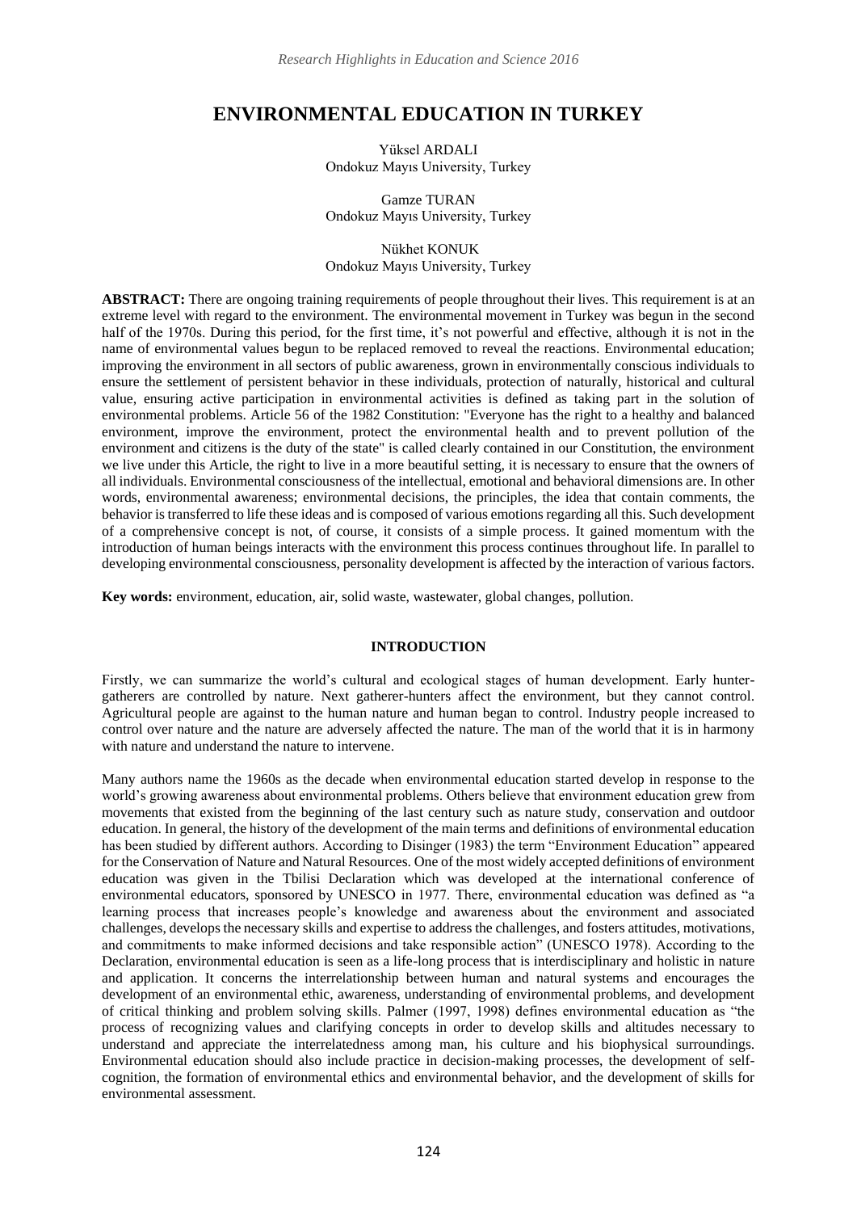# ENVIRONMENTAL EDUCATION IN TURKEY

Yüksel ARDALI
Ondokuz Mayıs University, Turkey

Gamze TURAN
Ondokuz Mayıs University, Turkey

Nükhet KONUK
Ondokuz Mayıs University, Turkey

**ABSTRACT:** There are ongoing training requirements of people throughout their lives. This requirement is at an extreme level with regard to the environment. The environmental movement in Turkey was begun in the second half of the 1970s. During this period, for the first time, it's not powerful and effective, although it is not in the name of environmental values begun to be replaced removed to reveal the reactions. Environmental education; improving the environment in all sectors of public awareness, grown in environmentally conscious individuals to ensure the settlement of persistent behavior in these individuals, protection of naturally, historical and cultural value, ensuring active participation in environmental activities is defined as taking part in the solution of environmental problems. Article 56 of the 1982 Constitution: "Everyone has the right to a healthy and balanced environment, improve the environment, protect the environmental health and to prevent pollution of the environment and citizens is the duty of the state" is called clearly contained in our Constitution, the environment we live under this Article, the right to live in a more beautiful setting, it is necessary to ensure that the owners of all individuals. Environmental consciousness of the intellectual, emotional and behavioral dimensions are. In other words, environmental awareness; environmental decisions, the principles, the idea that contain comments, the behavior is transferred to life these ideas and is composed of various emotions regarding all this. Such development of a comprehensive concept is not, of course, it consists of a simple process. It gained momentum with the introduction of human beings interacts with the environment this process continues throughout life. In parallel to developing environmental consciousness, personality development is affected by the interaction of various factors.

**Key words:** environment, education, air, solid waste, wastewater, global changes, pollution.

## INTRODUCTION

Firstly, we can summarize the world's cultural and ecological stages of human development. Early hunter-gatherers are controlled by nature. Next gatherer-hunters affect the environment, but they cannot control. Agricultural people are against to the human nature and human began to control. Industry people increased to control over nature and the nature are adversely affected the nature. The man of the world that it is in harmony with nature and understand the nature to intervene.

Many authors name the 1960s as the decade when environmental education started develop in response to the world's growing awareness about environmental problems. Others believe that environment education grew from movements that existed from the beginning of the last century such as nature study, conservation and outdoor education. In general, the history of the development of the main terms and definitions of environmental education has been studied by different authors. According to Disinger (1983) the term "Environment Education" appeared for the Conservation of Nature and Natural Resources. One of the most widely accepted definitions of environment education was given in the Tbilisi Declaration which was developed at the international conference of environmental educators, sponsored by UNESCO in 1977. There, environmental education was defined as "a learning process that increases people's knowledge and awareness about the environment and associated challenges, develops the necessary skills and expertise to address the challenges, and fosters attitudes, motivations, and commitments to make informed decisions and take responsible action" (UNESCO 1978). According to the Declaration, environmental education is seen as a life-long process that is interdisciplinary and holistic in nature and application. It concerns the interrelationship between human and natural systems and encourages the development of an environmental ethic, awareness, understanding of environmental problems, and development of critical thinking and problem solving skills. Palmer (1997, 1998) defines environmental education as "the process of recognizing values and clarifying concepts in order to develop skills and altitudes necessary to understand and appreciate the interrelatedness among man, his culture and his biophysical surroundings. Environmental education should also include practice in decision-making processes, the development of self-cognition, the formation of environmental ethics and environmental behavior, and the development of skills for environmental assessment.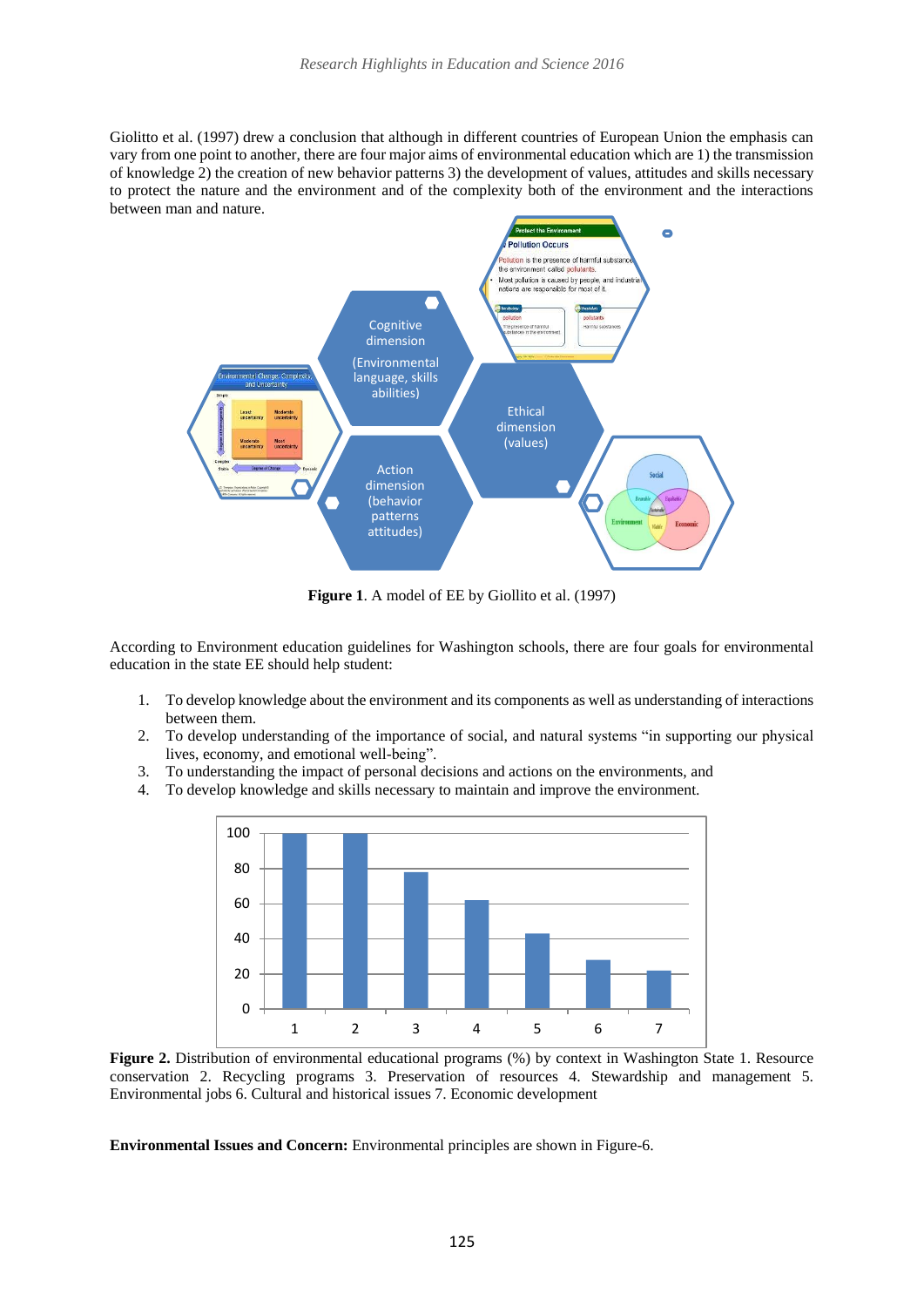Giolitto et al. (1997) drew a conclusion that although in different countries of European Union the emphasis can vary from one point to another, there are four major aims of environmental education which are 1) the transmission of knowledge 2) the creation of new behavior patterns 3) the development of values, attitudes and skills necessary to protect the nature and the environment and of the complexity both of the environment and the interactions between man and nature.

**Figure 1**. A model of EE by Giollito et al. (1997)

According to Environment education guidelines for Washington schools, there are four goals for environmental education in the state EE should help student:

1. To develop knowledge about the environment and its components as well as understanding of interactions between them.
2. To develop understanding of the importance of social, and natural systems "in supporting our physical lives, economy, and emotional well-being".
3. To understanding the impact of personal decisions and actions on the environments, and
4. To develop knowledge and skills necessary to maintain and improve the environment.

**Figure 2.** Distribution of environmental educational programs (%) by context in Washington State 1. Resource conservation 2. Recycling programs 3. Preservation of resources 4. Stewardship and management 5. Environmental jobs 6. Cultural and historical issues 7. Economic development

**Environmental Issues and Concern:** Environmental principles are shown in Figure-6.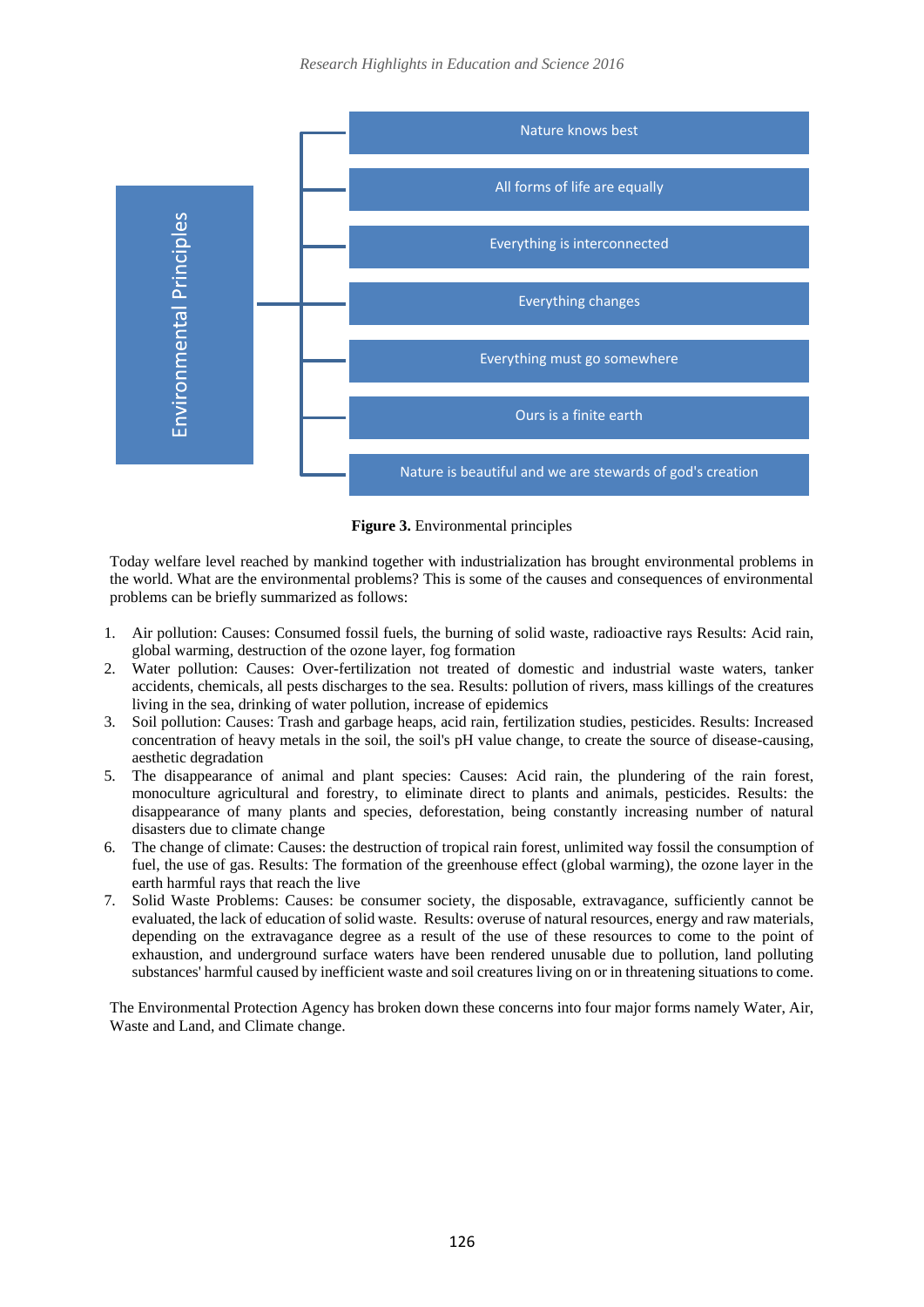Environmental Principles

- Nature knows best
- All forms of life are equally
- Everything is interconnected
- Everything changes
- Everything must go somewhere
- Ours is a finite earth
- Nature is beautiful and we are stewards of god's creation

**Figure 3.** Environmental principles

Today welfare level reached by mankind together with industrialization has brought environmental problems in the world. What are the environmental problems? This is some of the causes and consequences of environmental problems can be briefly summarized as follows:

1. Air pollution: Causes: Consumed fossil fuels, the burning of solid waste, radioactive rays Results: Acid rain, global warming, destruction of the ozone layer, fog formation
2. Water pollution: Causes: Over-fertilization not treated of domestic and industrial waste waters, tanker accidents, chemicals, all pests discharges to the sea. Results: pollution of rivers, mass killings of the creatures living in the sea, drinking of water pollution, increase of epidemics
3. Soil pollution: Causes: Trash and garbage heaps, acid rain, fertilization studies, pesticides. Results: Increased concentration of heavy metals in the soil, the soil's pH value change, to create the source of disease-causing, aesthetic degradation
5. The disappearance of animal and plant species: Causes: Acid rain, the plundering of the rain forest, monoculture agricultural and forestry, to eliminate direct to plants and animals, pesticides. Results: the disappearance of many plants and species, deforestation, being constantly increasing number of natural disasters due to climate change
6. The change of climate: Causes: the destruction of tropical rain forest, unlimited way fossil the consumption of fuel, the use of gas. Results: The formation of the greenhouse effect (global warming), the ozone layer in the earth harmful rays that reach the live
7. Solid Waste Problems: Causes: be consumer society, the disposable, extravagance, sufficiently cannot be evaluated, the lack of education of solid waste. Results: overuse of natural resources, energy and raw materials, depending on the extravagance degree as a result of the use of these resources to come to the point of exhaustion, and underground surface waters have been rendered unusable due to pollution, land polluting substances' harmful caused by inefficient waste and soil creatures living on or in threatening situations to come.

The Environmental Protection Agency has broken down these concerns into four major forms namely Water, Air, Waste and Land, and Climate change.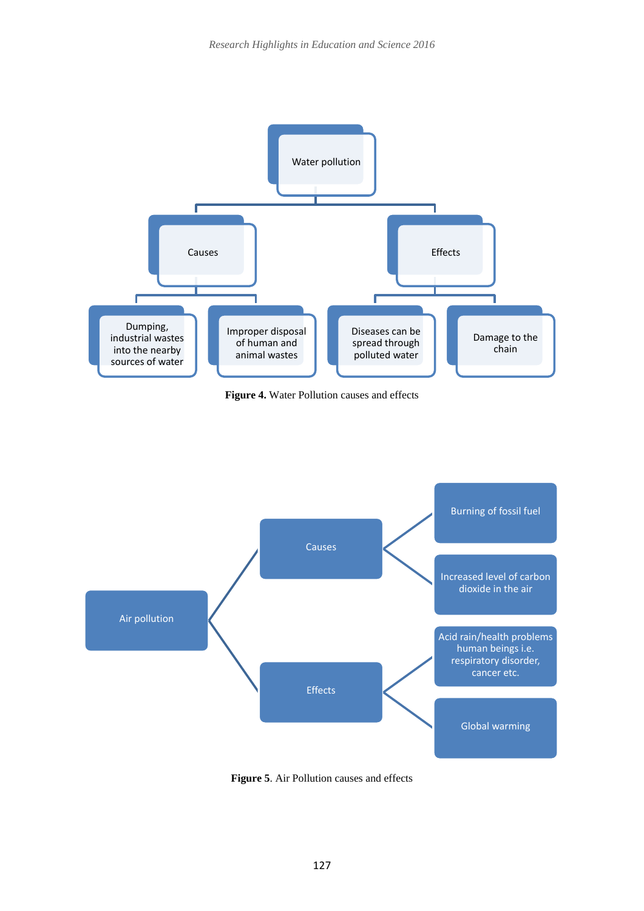Water pollution

- Causes
  - Dumping, industrial wastes into the nearby sources of water
  - Improper disposal of human and animal wastes
- Effects
  - Diseases can be spread through polluted water
  - Damage to the chain

**Figure 4.** Water Pollution causes and effects

Air pollution

- Causes
  - Burning of fossil fuel
  - Increased level of carbon dioxide in the air
- Effects
  - Acid rain/health problems human beings i.e. respiratory disorder, cancer etc.
  - Global warming

**Figure 5**. Air Pollution causes and effects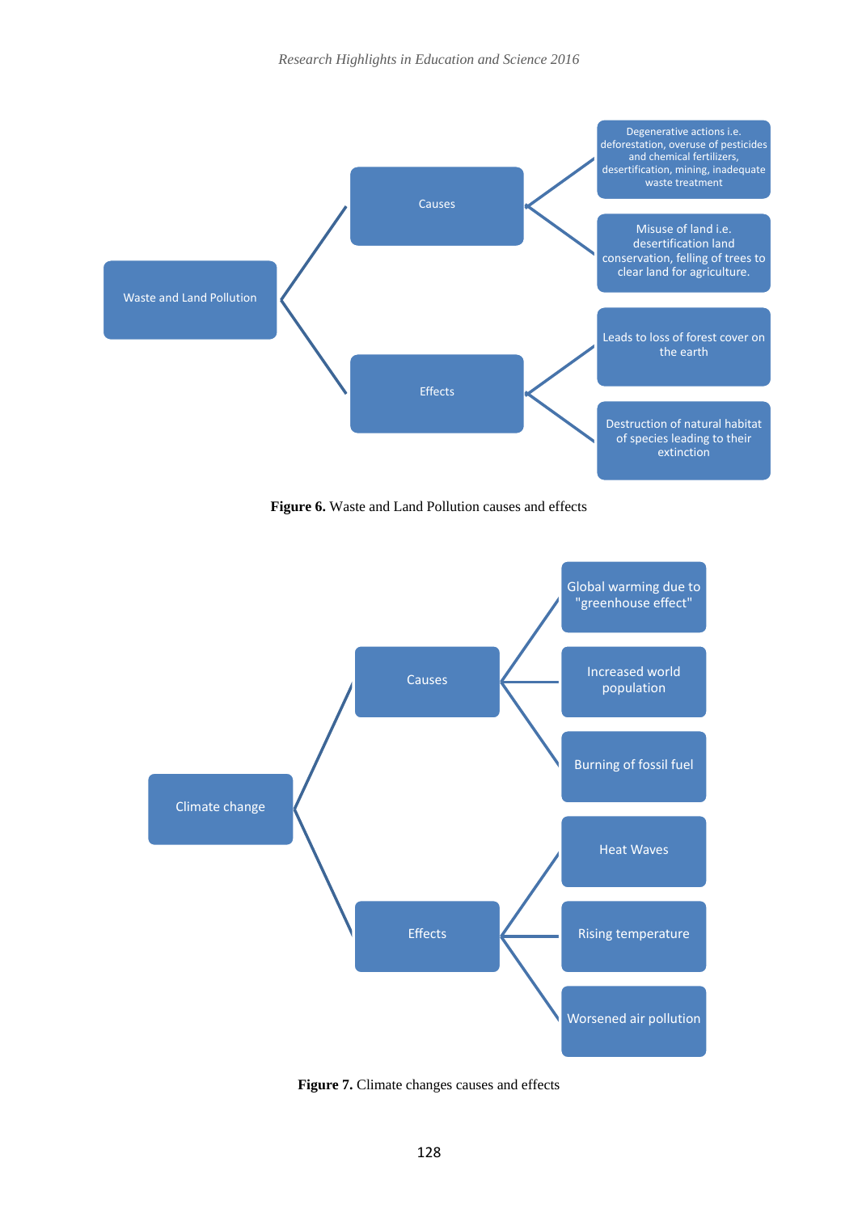- Waste and Land Pollution
  - Causes
    - Degenerative actions i.e. deforestation, overuse of pesticides and chemical fertilizers, desertification, mining, inadequate waste treatment
    - Misuse of land i.e. desertification land conservation, felling of trees to clear land for agriculture.
  - Effects
    - Leads to loss of forest cover on the earth
    - Destruction of natural habitat of species leading to their extinction

**Figure 6.** Waste and Land Pollution causes and effects

- Climate change
  - Causes
    - Global warming due to "greenhouse effect"
    - Increased world population
    - Burning of fossil fuel
  - Effects
    - Heat Waves
    - Rising temperature
    - Worsened air pollution

**Figure 7.** Climate changes causes and effects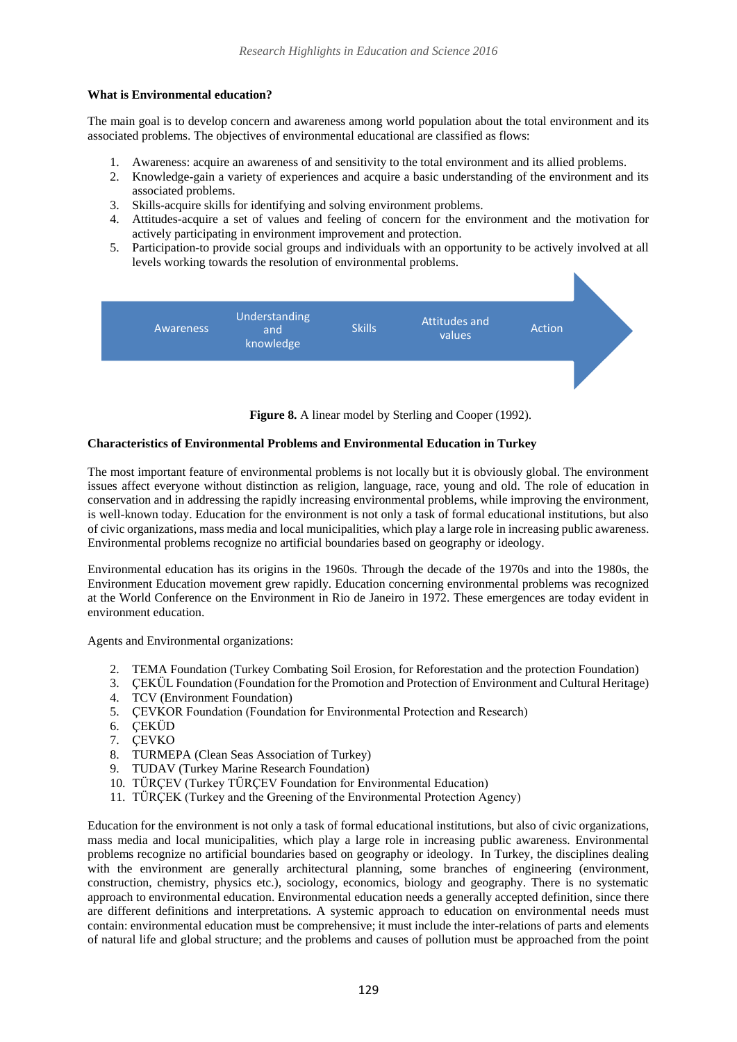**What is Environmental education?**

The main goal is to develop concern and awareness among world population about the total environment and its associated problems. The objectives of environmental educational are classified as flows:

1. Awareness: acquire an awareness of and sensitivity to the total environment and its allied problems.
2. Knowledge-gain a variety of experiences and acquire a basic understanding of the environment and its associated problems.
3. Skills-acquire skills for identifying and solving environment problems.
4. Attitudes-acquire a set of values and feeling of concern for the environment and the motivation for actively participating in environment improvement and protection.
5. Participation-to provide social groups and individuals with an opportunity to be actively involved at all levels working towards the resolution of environmental problems.

Awareness → Understanding and knowledge → Skills → Attitudes and values → Action

**Figure 8.** A linear model by Sterling and Cooper (1992).

**Characteristics of Environmental Problems and Environmental Education in Turkey**

The most important feature of environmental problems is not locally but it is obviously global. The environment issues affect everyone without distinction as religion, language, race, young and old. The role of education in conservation and in addressing the rapidly increasing environmental problems, while improving the environment, is well-known today. Education for the environment is not only a task of formal educational institutions, but also of civic organizations, mass media and local municipalities, which play a large role in increasing public awareness. Environmental problems recognize no artificial boundaries based on geography or ideology.

Environmental education has its origins in the 1960s. Through the decade of the 1970s and into the 1980s, the Environment Education movement grew rapidly. Education concerning environmental problems was recognized at the World Conference on the Environment in Rio de Janeiro in 1972. These emergences are today evident in environment education.

Agents and Environmental organizations:

2. TEMA Foundation (Turkey Combating Soil Erosion, for Reforestation and the protection Foundation)
3. ÇEKÜL Foundation (Foundation for the Promotion and Protection of Environment and Cultural Heritage)
4. TCV (Environment Foundation)
5. ÇEVKOR Foundation (Foundation for Environmental Protection and Research)
6. ÇEKÜD
7. ÇEVKO
8. TURMEPA (Clean Seas Association of Turkey)
9. TUDAV (Turkey Marine Research Foundation)
10. TÜRÇEV (Turkey TÜRÇEV Foundation for Environmental Education)
11. TÜRÇEK (Turkey and the Greening of the Environmental Protection Agency)

Education for the environment is not only a task of formal educational institutions, but also of civic organizations, mass media and local municipalities, which play a large role in increasing public awareness. Environmental problems recognize no artificial boundaries based on geography or ideology. In Turkey, the disciplines dealing with the environment are generally architectural planning, some branches of engineering (environment, construction, chemistry, physics etc.), sociology, economics, biology and geography. There is no systematic approach to environmental education. Environmental education needs a generally accepted definition, since there are different definitions and interpretations. A systemic approach to education on environmental needs must contain: environmental education must be comprehensive; it must include the inter-relations of parts and elements of natural life and global structure; and the problems and causes of pollution must be approached from the point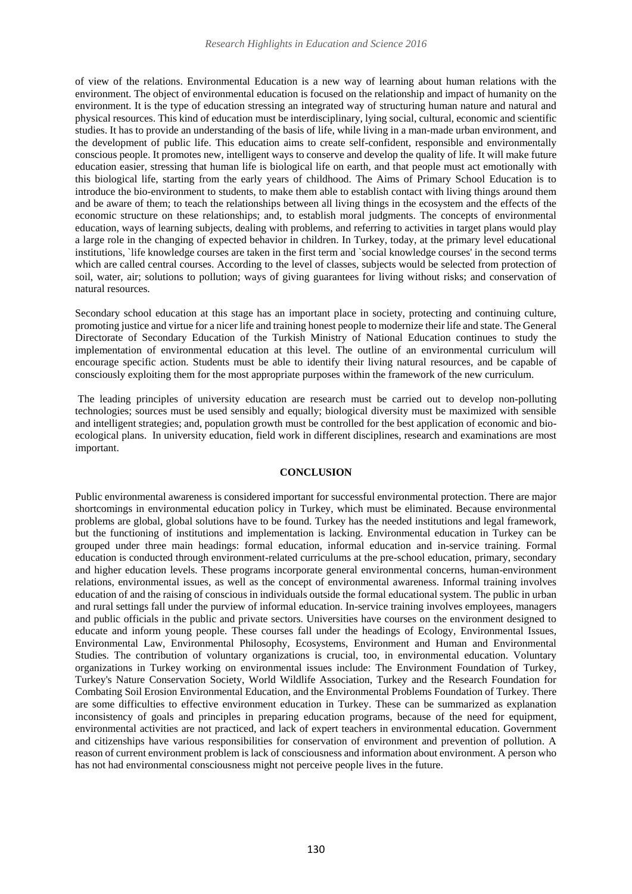of view of the relations. Environmental Education is a new way of learning about human relations with the environment. The object of environmental education is focused on the relationship and impact of humanity on the environment. It is the type of education stressing an integrated way of structuring human nature and natural and physical resources. This kind of education must be interdisciplinary, lying social, cultural, economic and scientific studies. It has to provide an understanding of the basis of life, while living in a man-made urban environment, and the development of public life. This education aims to create self-confident, responsible and environmentally conscious people. It promotes new, intelligent ways to conserve and develop the quality of life. It will make future education easier, stressing that human life is biological life on earth, and that people must act emotionally with this biological life, starting from the early years of childhood. The Aims of Primary School Education is to introduce the bio-environment to students, to make them able to establish contact with living things around them and be aware of them; to teach the relationships between all living things in the ecosystem and the effects of the economic structure on these relationships; and, to establish moral judgments. The concepts of environmental education, ways of learning subjects, dealing with problems, and referring to activities in target plans would play a large role in the changing of expected behavior in children. In Turkey, today, at the primary level educational institutions, `life knowledge courses are taken in the first term and `social knowledge courses' in the second terms which are called central courses. According to the level of classes, subjects would be selected from protection of soil, water, air; solutions to pollution; ways of giving guarantees for living without risks; and conservation of natural resources.

Secondary school education at this stage has an important place in society, protecting and continuing culture, promoting justice and virtue for a nicer life and training honest people to modernize their life and state. The General Directorate of Secondary Education of the Turkish Ministry of National Education continues to study the implementation of environmental education at this level. The outline of an environmental curriculum will encourage specific action. Students must be able to identify their living natural resources, and be capable of consciously exploiting them for the most appropriate purposes within the framework of the new curriculum.

The leading principles of university education are research must be carried out to develop non-polluting technologies; sources must be used sensibly and equally; biological diversity must be maximized with sensible and intelligent strategies; and, population growth must be controlled for the best application of economic and bio-ecological plans. In university education, field work in different disciplines, research and examinations are most important.

## CONCLUSION

Public environmental awareness is considered important for successful environmental protection. There are major shortcomings in environmental education policy in Turkey, which must be eliminated. Because environmental problems are global, global solutions have to be found. Turkey has the needed institutions and legal framework, but the functioning of institutions and implementation is lacking. Environmental education in Turkey can be grouped under three main headings: formal education, informal education and in-service training. Formal education is conducted through environment-related curriculums at the pre-school education, primary, secondary and higher education levels. These programs incorporate general environmental concerns, human-environment relations, environmental issues, as well as the concept of environmental awareness. Informal training involves education of and the raising of conscious in individuals outside the formal educational system. The public in urban and rural settings fall under the purview of informal education. In-service training involves employees, managers and public officials in the public and private sectors. Universities have courses on the environment designed to educate and inform young people. These courses fall under the headings of Ecology, Environmental Issues, Environmental Law, Environmental Philosophy, Ecosystems, Environment and Human and Environmental Studies. The contribution of voluntary organizations is crucial, too, in environmental education. Voluntary organizations in Turkey working on environmental issues include: The Environment Foundation of Turkey, Turkey's Nature Conservation Society, World Wildlife Association, Turkey and the Research Foundation for Combating Soil Erosion Environmental Education, and the Environmental Problems Foundation of Turkey. There are some difficulties to effective environment education in Turkey. These can be summarized as explanation inconsistency of goals and principles in preparing education programs, because of the need for equipment, environmental activities are not practiced, and lack of expert teachers in environmental education. Government and citizenships have various responsibilities for conservation of environment and prevention of pollution. A reason of current environment problem is lack of consciousness and information about environment. A person who has not had environmental consciousness might not perceive people lives in the future.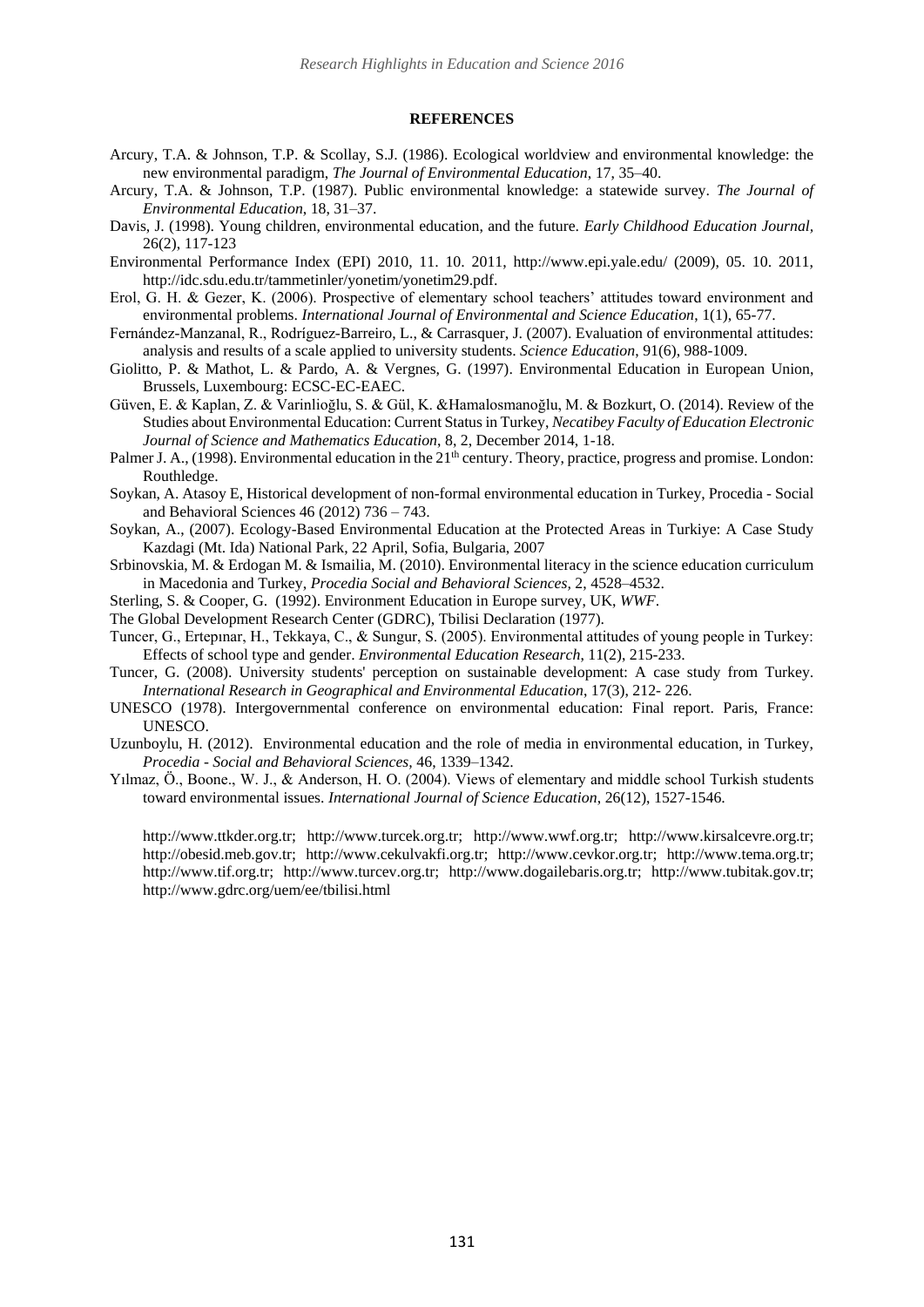**REFERENCES**

Arcury, T.A. & Johnson, T.P. & Scollay, S.J. (1986). Ecological worldview and environmental knowledge: the new environmental paradigm, *The Journal of Environmental Education*, 17, 35–40.

Arcury, T.A. & Johnson, T.P. (1987). Public environmental knowledge: a statewide survey. *The Journal of Environmental Education*, 18, 31–37.

Davis, J. (1998). Young children, environmental education, and the future. *Early Childhood Education Journal*, 26(2), 117-123

Environmental Performance Index (EPI) 2010, 11. 10. 2011, http://www.epi.yale.edu/ (2009), 05. 10. 2011, http://idc.sdu.edu.tr/tammetinler/yonetim/yonetim29.pdf.

Erol, G. H. & Gezer, K. (2006). Prospective of elementary school teachers' attitudes toward environment and environmental problems. *International Journal of Environmental and Science Education*, 1(1), 65-77.

Fernández-Manzanal, R., Rodríguez-Barreiro, L., & Carrasquer, J. (2007). Evaluation of environmental attitudes: analysis and results of a scale applied to university students. *Science Education*, 91(6), 988-1009.

Giolitto, P. & Mathot, L. & Pardo, A. & Vergnes, G. (1997). Environmental Education in European Union, Brussels, Luxembourg: ECSC-EC-EAEC.

Güven, E. & Kaplan, Z. & Varinlioğlu, S. & Gül, K. &Hamalosmanoğlu, M. & Bozkurt, O. (2014). Review of the Studies about Environmental Education: Current Status in Turkey, *Necatibey Faculty of Education Electronic Journal of Science and Mathematics Education*, 8, 2, December 2014, 1-18.

Palmer J. A., (1998). Environmental education in the 21th century. Theory, practice, progress and promise. London: Routhledge.

Soykan, A. Atasoy E, Historical development of non-formal environmental education in Turkey, Procedia - Social and Behavioral Sciences 46 (2012) 736 – 743.

Soykan, A., (2007). Ecology-Based Environmental Education at the Protected Areas in Turkiye: A Case Study Kazdagi (Mt. Ida) National Park, 22 April, Sofia, Bulgaria, 2007

Srbinovskia, M. & Erdogan M. & Ismailia, M. (2010). Environmental literacy in the science education curriculum in Macedonia and Turkey, *Procedia Social and Behavioral Sciences*, 2, 4528–4532.

Sterling, S. & Cooper, G. (1992). Environment Education in Europe survey, UK, *WWF*.

The Global Development Research Center (GDRC), Tbilisi Declaration (1977).

Tuncer, G., Ertepınar, H., Tekkaya, C., & Sungur, S. (2005). Environmental attitudes of young people in Turkey: Effects of school type and gender. *Environmental Education Research*, 11(2), 215-233.

Tuncer, G. (2008). University students' perception on sustainable development: A case study from Turkey. *International Research in Geographical and Environmental Education*, 17(3), 212- 226.

UNESCO (1978). Intergovernmental conference on environmental education: Final report. Paris, France: UNESCO.

Uzunboylu, H. (2012). Environmental education and the role of media in environmental education, in Turkey, *Procedia - Social and Behavioral Sciences*, 46, 1339–1342.

Yılmaz, Ö., Boone., W. J., & Anderson, H. O. (2004). Views of elementary and middle school Turkish students toward environmental issues. *International Journal of Science Education*, 26(12), 1527-1546.

http://www.ttkder.org.tr; http://www.turcek.org.tr; http://www.wwf.org.tr; http://www.kirsalcevre.org.tr; http://obesid.meb.gov.tr; http://www.cekulvakfi.org.tr; http://www.cevkor.org.tr; http://www.tema.org.tr; http://www.tif.org.tr; http://www.turcev.org.tr; http://www.dogailebaris.org.tr; http://www.tubitak.gov.tr; http://www.gdrc.org/uem/ee/tbilisi.html